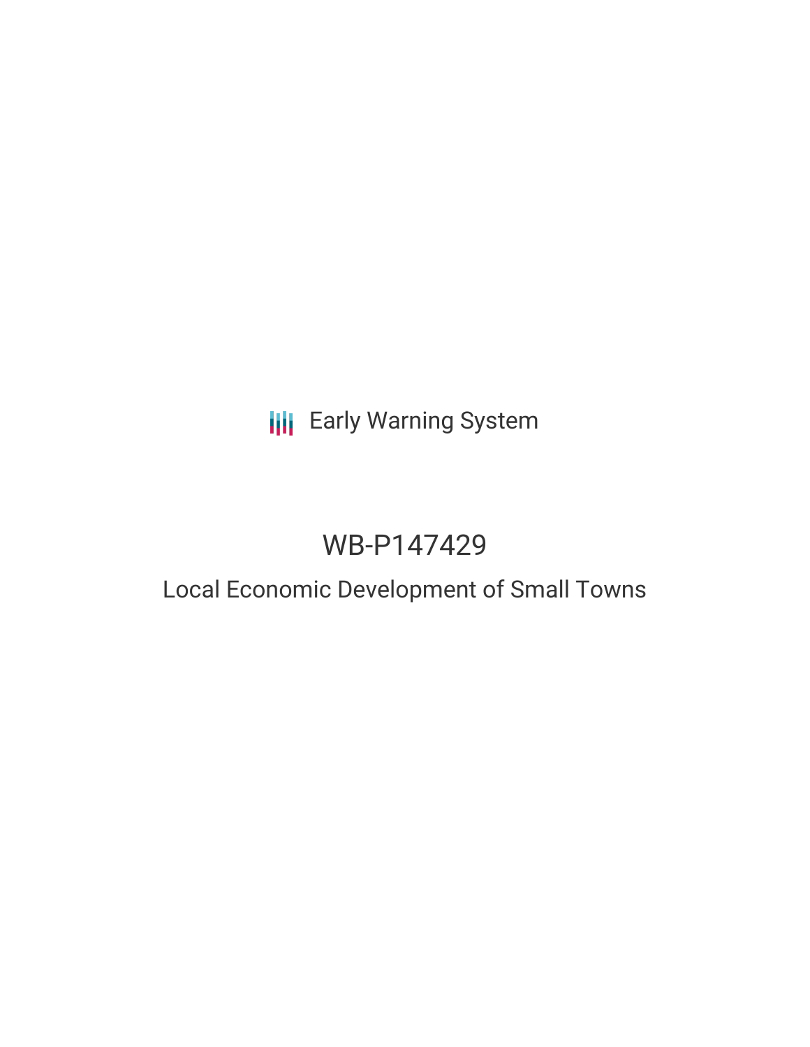Early Warning System

# WB-P147429

## Local Economic Development of Small Towns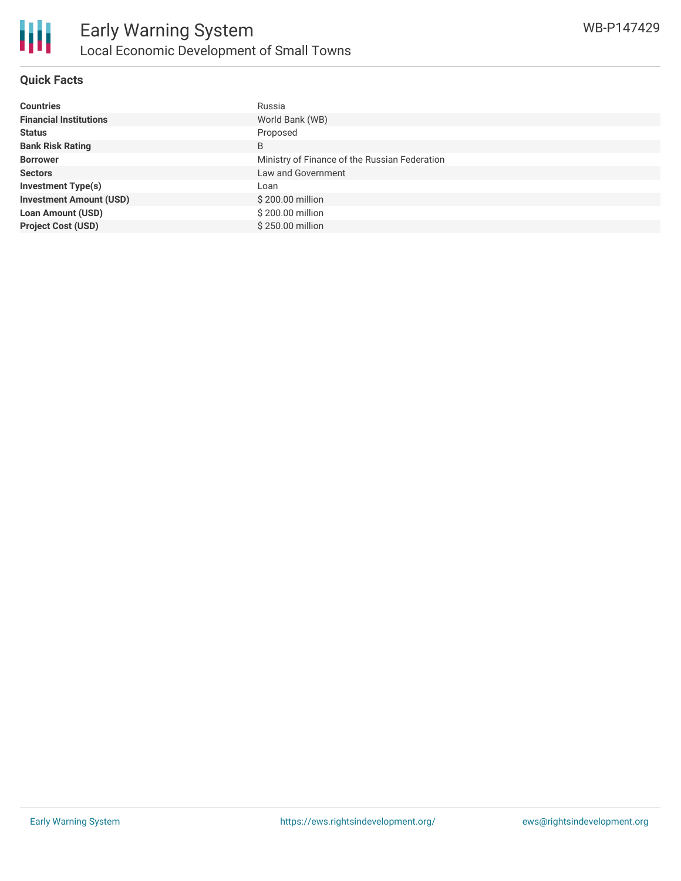# Early Warning System

## Local Economic Development of Small Towns

WB-P147429

### Quick Facts

| | |
|---|---|
| **Countries** | Russia |
| **Financial Institutions** | World Bank (WB) |
| **Status** | Proposed |
| **Bank Risk Rating** | B |
| **Borrower** | Ministry of Finance of the Russian Federation |
| **Sectors** | Law and Government |
| **Investment Type(s)** | Loan |
| **Investment Amount (USD)** | $ 200.00 million |
| **Loan Amount (USD)** | $ 200.00 million |
| **Project Cost (USD)** | $ 250.00 million |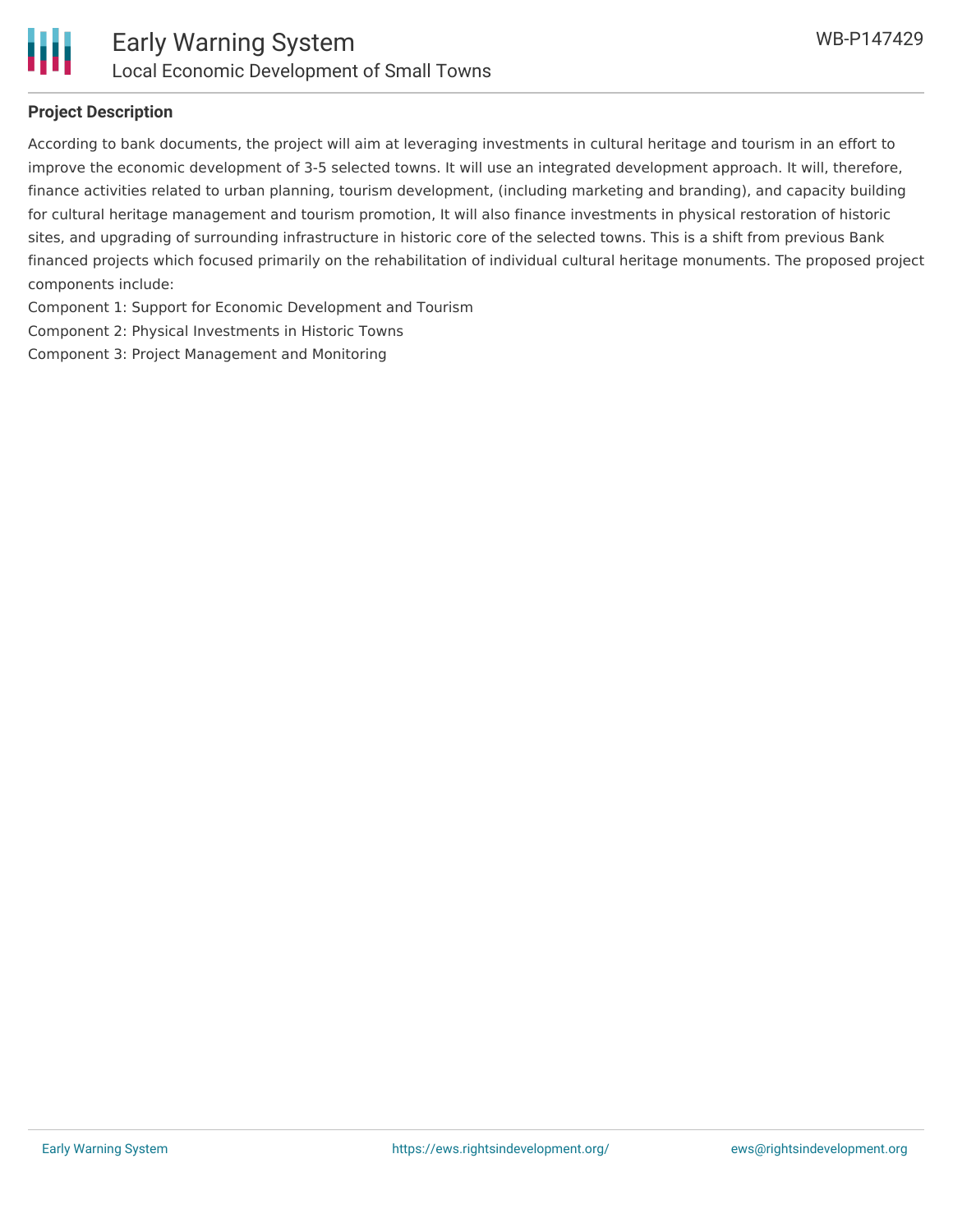## Project Description

According to bank documents, the project will aim at leveraging investments in cultural heritage and tourism in an effort to improve the economic development of 3-5 selected towns. It will use an integrated development approach. It will, therefore, finance activities related to urban planning, tourism development, (including marketing and branding), and capacity building for cultural heritage management and tourism promotion, It will also finance investments in physical restoration of historic sites, and upgrading of surrounding infrastructure in historic core of the selected towns. This is a shift from previous Bank financed projects which focused primarily on the rehabilitation of individual cultural heritage monuments. The proposed project components include:

Component 1: Support for Economic Development and Tourism

Component 2: Physical Investments in Historic Towns

Component 3: Project Management and Monitoring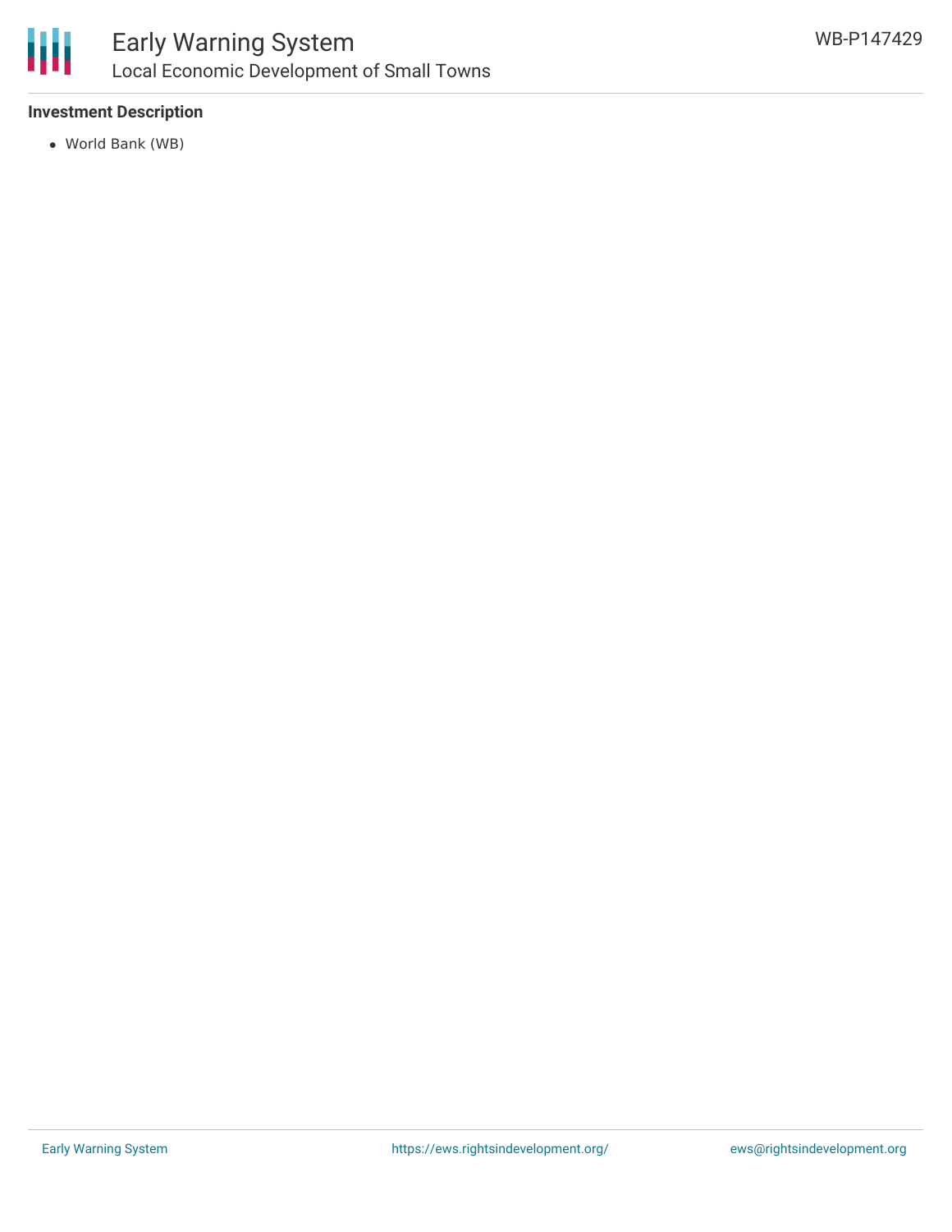**Investment Description**

- World Bank (WB)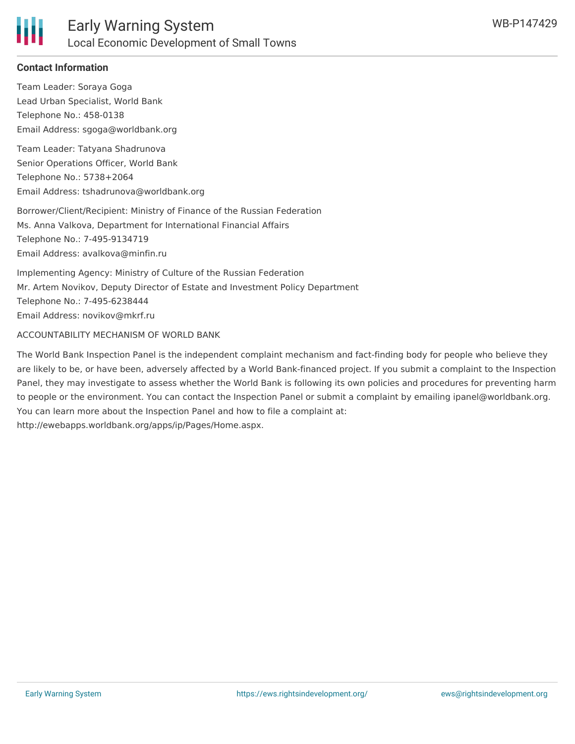## Contact Information

Team Leader: Soraya Goga
Lead Urban Specialist, World Bank
Telephone No.: 458-0138
Email Address: sgoga@worldbank.org

Team Leader: Tatyana Shadrunova
Senior Operations Officer, World Bank
Telephone No.: 5738+2064
Email Address: tshadrunova@worldbank.org

Borrower/Client/Recipient: Ministry of Finance of the Russian Federation
Ms. Anna Valkova, Department for International Financial Affairs
Telephone No.: 7-495-9134719
Email Address: avalkova@minfin.ru

Implementing Agency: Ministry of Culture of the Russian Federation
Mr. Artem Novikov, Deputy Director of Estate and Investment Policy Department
Telephone No.: 7-495-6238444
Email Address: novikov@mkrf.ru

ACCOUNTABILITY MECHANISM OF WORLD BANK

The World Bank Inspection Panel is the independent complaint mechanism and fact-finding body for people who believe they are likely to be, or have been, adversely affected by a World Bank-financed project. If you submit a complaint to the Inspection Panel, they may investigate to assess whether the World Bank is following its own policies and procedures for preventing harm to people or the environment. You can contact the Inspection Panel or submit a complaint by emailing ipanel@worldbank.org. You can learn more about the Inspection Panel and how to file a complaint at: http://ewebapps.worldbank.org/apps/ip/Pages/Home.aspx.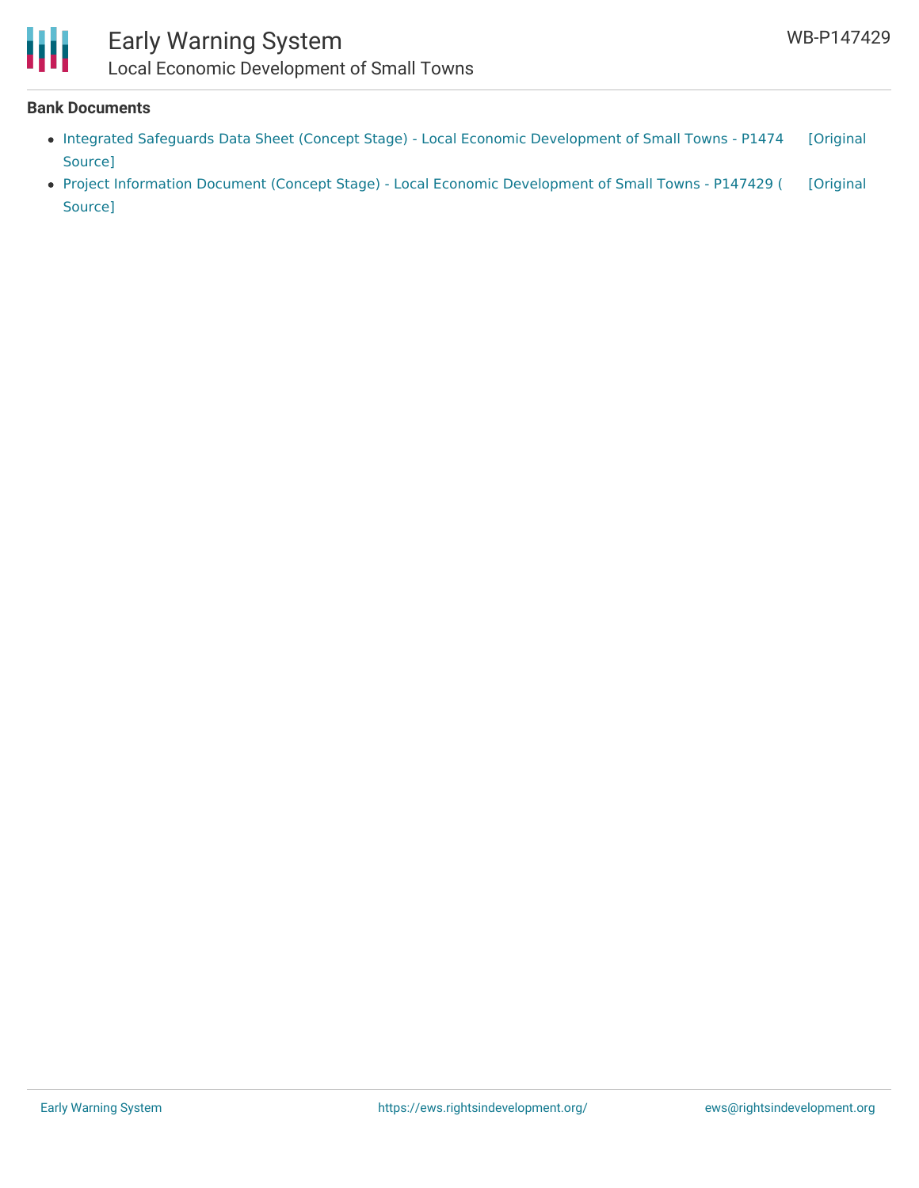**Bank Documents**

- Integrated Safeguards Data Sheet (Concept Stage) - Local Economic Development of Small Towns - P1474 [Original Source]
- Project Information Document (Concept Stage) - Local Economic Development of Small Towns - P147429 ( [Original Source]